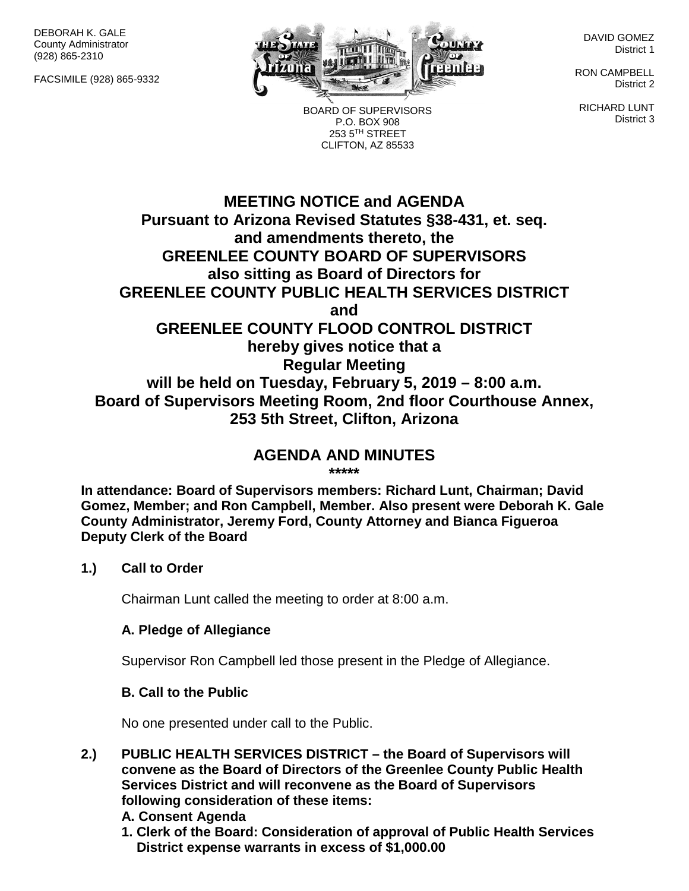DEBORAH K. GALE
County Administrator
(928) 865-2310

FACSIMILE (928) 865-9332

DAVID GOMEZ
District 1

RON CAMPBELL
District 2

RICHARD LUNT
District 3

BOARD OF SUPERVISORS
P.O. BOX 908
253 5TH STREET
CLIFTON, AZ 85533

# MEETING NOTICE and AGENDA
## Pursuant to Arizona Revised Statutes §38-431, et. seq. and amendments thereto, the GREENLEE COUNTY BOARD OF SUPERVISORS also sitting as Board of Directors for GREENLEE COUNTY PUBLIC HEALTH SERVICES DISTRICT and GREENLEE COUNTY FLOOD CONTROL DISTRICT hereby gives notice that a Regular Meeting will be held on Tuesday, February 5, 2019 – 8:00 a.m. Board of Supervisors Meeting Room, 2nd floor Courthouse Annex, 253 5th Street, Clifton, Arizona

## AGENDA AND MINUTES

*****

**In attendance: Board of Supervisors members: Richard Lunt, Chairman; David Gomez, Member; and Ron Campbell, Member. Also present were Deborah K. Gale County Administrator, Jeremy Ford, County Attorney and Bianca Figueroa Deputy Clerk of the Board**

**1.) Call to Order**

Chairman Lunt called the meeting to order at 8:00 a.m.

**A. Pledge of Allegiance**

Supervisor Ron Campbell led those present in the Pledge of Allegiance.

**B. Call to the Public**

No one presented under call to the Public.

**2.) PUBLIC HEALTH SERVICES DISTRICT – the Board of Supervisors will convene as the Board of Directors of the Greenlee County Public Health Services District and will reconvene as the Board of Supervisors following consideration of these items:**

**A. Consent Agenda**

**1. Clerk of the Board: Consideration of approval of Public Health Services District expense warrants in excess of $1,000.00**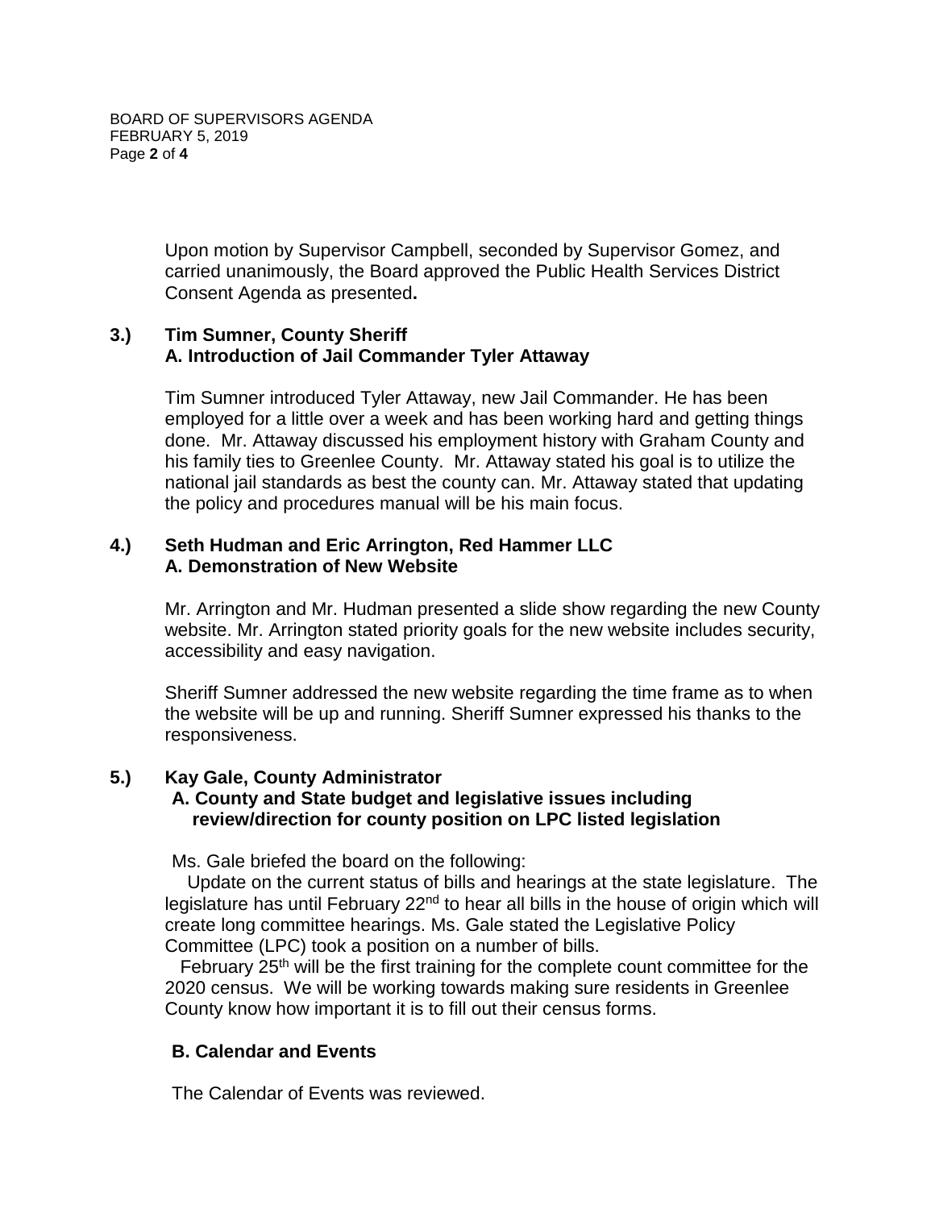Upon motion by Supervisor Campbell, seconded by Supervisor Gomez, and carried unanimously, the Board approved the Public Health Services District Consent Agenda as presented**.**

**3.) Tim Sumner, County Sheriff**
**A. Introduction of Jail Commander Tyler Attaway**

Tim Sumner introduced Tyler Attaway, new Jail Commander. He has been employed for a little over a week and has been working hard and getting things done. Mr. Attaway discussed his employment history with Graham County and his family ties to Greenlee County. Mr. Attaway stated his goal is to utilize the national jail standards as best the county can. Mr. Attaway stated that updating the policy and procedures manual will be his main focus.

**4.) Seth Hudman and Eric Arrington, Red Hammer LLC**
**A. Demonstration of New Website**

Mr. Arrington and Mr. Hudman presented a slide show regarding the new County website. Mr. Arrington stated priority goals for the new website includes security, accessibility and easy navigation.

Sheriff Sumner addressed the new website regarding the time frame as to when the website will be up and running. Sheriff Sumner expressed his thanks to the responsiveness.

**5.) Kay Gale, County Administrator**
**A. County and State budget and legislative issues including review/direction for county position on LPC listed legislation**

Ms. Gale briefed the board on the following:

Update on the current status of bills and hearings at the state legislature. The legislature has until February 22nd to hear all bills in the house of origin which will create long committee hearings. Ms. Gale stated the Legislative Policy Committee (LPC) took a position on a number of bills.

February 25th will be the first training for the complete count committee for the 2020 census. We will be working towards making sure residents in Greenlee County know how important it is to fill out their census forms.

**B. Calendar and Events**

The Calendar of Events was reviewed.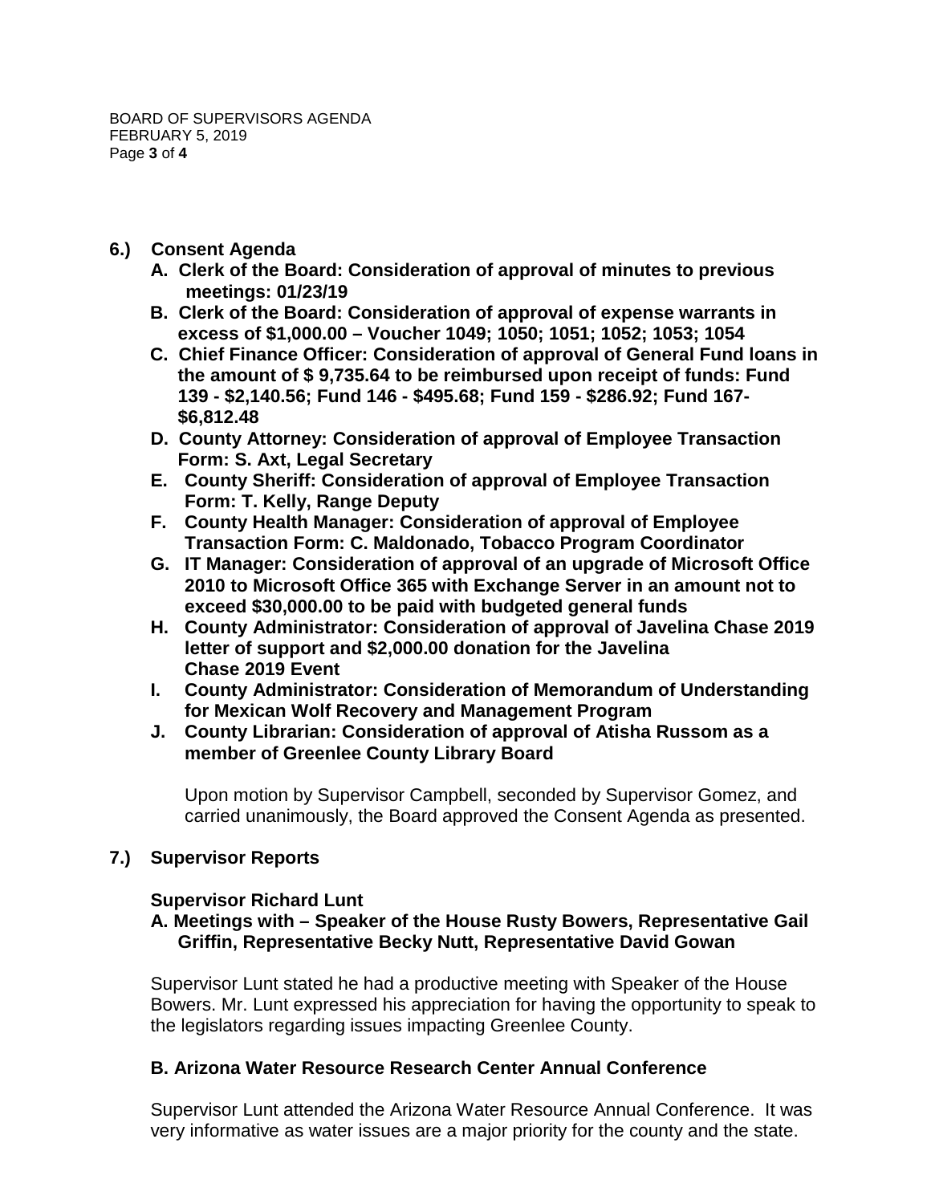**6.) Consent Agenda**

**A. Clerk of the Board: Consideration of approval of minutes to previous meetings: 01/23/19**

**B. Clerk of the Board: Consideration of approval of expense warrants in excess of $1,000.00 – Voucher 1049; 1050; 1051; 1052; 1053; 1054**

**C. Chief Finance Officer: Consideration of approval of General Fund loans in the amount of $ 9,735.64 to be reimbursed upon receipt of funds: Fund 139 - $2,140.56; Fund 146 - $495.68; Fund 159 - $286.92; Fund 167- $6,812.48**

**D. County Attorney: Consideration of approval of Employee Transaction Form: S. Axt, Legal Secretary**

**E. County Sheriff: Consideration of approval of Employee Transaction Form: T. Kelly, Range Deputy**

**F. County Health Manager: Consideration of approval of Employee Transaction Form: C. Maldonado, Tobacco Program Coordinator**

**G. IT Manager: Consideration of approval of an upgrade of Microsoft Office 2010 to Microsoft Office 365 with Exchange Server in an amount not to exceed $30,000.00 to be paid with budgeted general funds**

**H. County Administrator: Consideration of approval of Javelina Chase 2019 letter of support and $2,000.00 donation for the Javelina Chase 2019 Event**

**I. County Administrator: Consideration of Memorandum of Understanding for Mexican Wolf Recovery and Management Program**

**J. County Librarian: Consideration of approval of Atisha Russom as a member of Greenlee County Library Board**

Upon motion by Supervisor Campbell, seconded by Supervisor Gomez, and carried unanimously, the Board approved the Consent Agenda as presented.

**7.) Supervisor Reports**

**Supervisor Richard Lunt**

**A. Meetings with – Speaker of the House Rusty Bowers, Representative Gail Griffin, Representative Becky Nutt, Representative David Gowan**

Supervisor Lunt stated he had a productive meeting with Speaker of the House Bowers. Mr. Lunt expressed his appreciation for having the opportunity to speak to the legislators regarding issues impacting Greenlee County.

**B. Arizona Water Resource Research Center Annual Conference**

Supervisor Lunt attended the Arizona Water Resource Annual Conference. It was very informative as water issues are a major priority for the county and the state.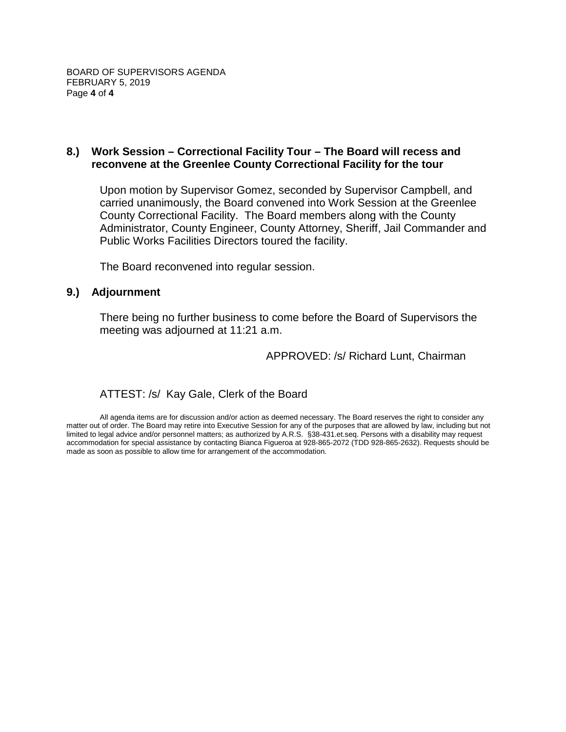**8.) Work Session – Correctional Facility Tour – The Board will recess and reconvene at the Greenlee County Correctional Facility for the tour**

Upon motion by Supervisor Gomez, seconded by Supervisor Campbell, and carried unanimously, the Board convened into Work Session at the Greenlee County Correctional Facility. The Board members along with the County Administrator, County Engineer, County Attorney, Sheriff, Jail Commander and Public Works Facilities Directors toured the facility.

The Board reconvened into regular session.

**9.) Adjournment**

There being no further business to come before the Board of Supervisors the meeting was adjourned at 11:21 a.m.

APPROVED: /s/ Richard Lunt, Chairman

ATTEST: /s/ Kay Gale, Clerk of the Board

All agenda items are for discussion and/or action as deemed necessary. The Board reserves the right to consider any matter out of order. The Board may retire into Executive Session for any of the purposes that are allowed by law, including but not limited to legal advice and/or personnel matters; as authorized by A.R.S. §38-431.et.seq. Persons with a disability may request accommodation for special assistance by contacting Bianca Figueroa at 928-865-2072 (TDD 928-865-2632). Requests should be made as soon as possible to allow time for arrangement of the accommodation.